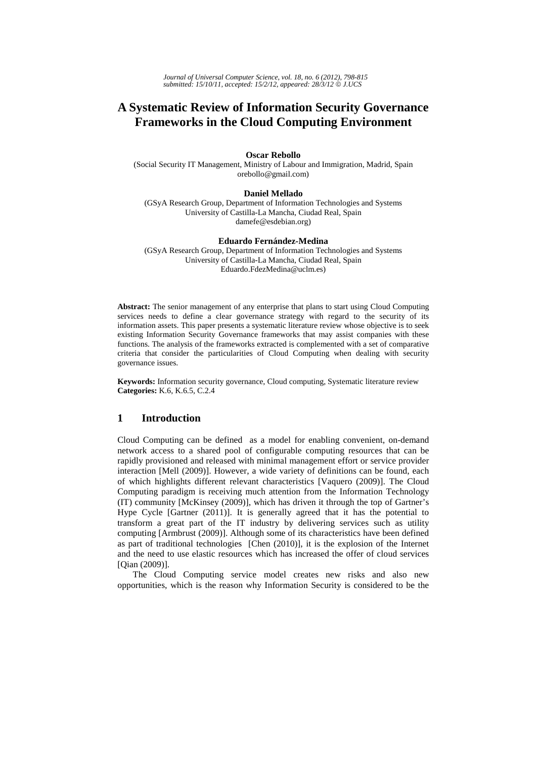# A Systematic Review of Information Security Governance Frameworks in the Cloud Computing Environment

**Oscar Rebollo**
(Social Security IT Management, Ministry of Labour and Immigration, Madrid, Spain
orebollo@gmail.com)

**Daniel Mellado**
(GSyA Research Group, Department of Information Technologies and Systems
University of Castilla-La Mancha, Ciudad Real, Spain
damefe@esdebian.org)

**Eduardo Fernández-Medina**
(GSyA Research Group, Department of Information Technologies and Systems
University of Castilla-La Mancha, Ciudad Real, Spain
Eduardo.FdezMedina@uclm.es)

**Abstract:** The senior management of any enterprise that plans to start using Cloud Computing services needs to define a clear governance strategy with regard to the security of its information assets. This paper presents a systematic literature review whose objective is to seek existing Information Security Governance frameworks that may assist companies with these functions. The analysis of the frameworks extracted is complemented with a set of comparative criteria that consider the particularities of Cloud Computing when dealing with security governance issues.

**Keywords:** Information security governance, Cloud computing, Systematic literature review
**Categories:** K.6, K.6.5, C.2.4

## 1 Introduction

Cloud Computing can be defined as a model for enabling convenient, on-demand network access to a shared pool of configurable computing resources that can be rapidly provisioned and released with minimal management effort or service provider interaction [Mell (2009)]. However, a wide variety of definitions can be found, each of which highlights different relevant characteristics [Vaquero (2009)]. The Cloud Computing paradigm is receiving much attention from the Information Technology (IT) community [McKinsey (2009)], which has driven it through the top of Gartner's Hype Cycle [Gartner (2011)]. It is generally agreed that it has the potential to transform a great part of the IT industry by delivering services such as utility computing [Armbrust (2009)]. Although some of its characteristics have been defined as part of traditional technologies [Chen (2010)], it is the explosion of the Internet and the need to use elastic resources which has increased the offer of cloud services [Qian (2009)].

The Cloud Computing service model creates new risks and also new opportunities, which is the reason why Information Security is considered to be the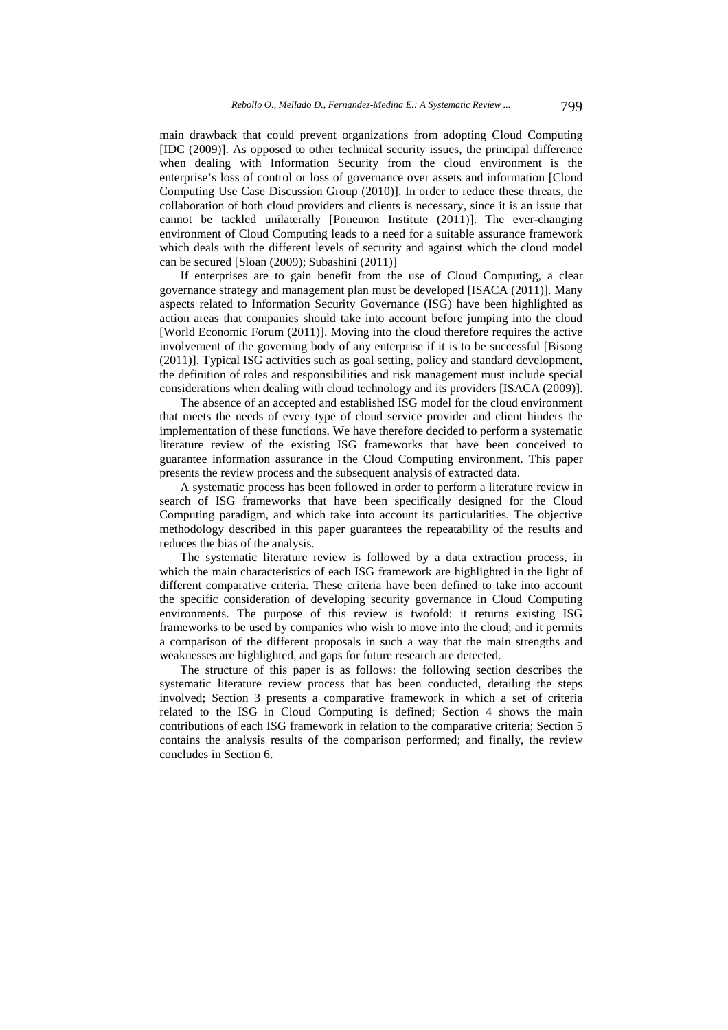main drawback that could prevent organizations from adopting Cloud Computing [IDC (2009)]. As opposed to other technical security issues, the principal difference when dealing with Information Security from the cloud environment is the enterprise's loss of control or loss of governance over assets and information [Cloud Computing Use Case Discussion Group (2010)]. In order to reduce these threats, the collaboration of both cloud providers and clients is necessary, since it is an issue that cannot be tackled unilaterally [Ponemon Institute (2011)]. The ever-changing environment of Cloud Computing leads to a need for a suitable assurance framework which deals with the different levels of security and against which the cloud model can be secured [Sloan (2009); Subashini (2011)]

If enterprises are to gain benefit from the use of Cloud Computing, a clear governance strategy and management plan must be developed [ISACA (2011)]. Many aspects related to Information Security Governance (ISG) have been highlighted as action areas that companies should take into account before jumping into the cloud [World Economic Forum (2011)]. Moving into the cloud therefore requires the active involvement of the governing body of any enterprise if it is to be successful [Bisong (2011)]. Typical ISG activities such as goal setting, policy and standard development, the definition of roles and responsibilities and risk management must include special considerations when dealing with cloud technology and its providers [ISACA (2009)].

The absence of an accepted and established ISG model for the cloud environment that meets the needs of every type of cloud service provider and client hinders the implementation of these functions. We have therefore decided to perform a systematic literature review of the existing ISG frameworks that have been conceived to guarantee information assurance in the Cloud Computing environment. This paper presents the review process and the subsequent analysis of extracted data.

A systematic process has been followed in order to perform a literature review in search of ISG frameworks that have been specifically designed for the Cloud Computing paradigm, and which take into account its particularities. The objective methodology described in this paper guarantees the repeatability of the results and reduces the bias of the analysis.

The systematic literature review is followed by a data extraction process, in which the main characteristics of each ISG framework are highlighted in the light of different comparative criteria. These criteria have been defined to take into account the specific consideration of developing security governance in Cloud Computing environments. The purpose of this review is twofold: it returns existing ISG frameworks to be used by companies who wish to move into the cloud; and it permits a comparison of the different proposals in such a way that the main strengths and weaknesses are highlighted, and gaps for future research are detected.

The structure of this paper is as follows: the following section describes the systematic literature review process that has been conducted, detailing the steps involved; Section 3 presents a comparative framework in which a set of criteria related to the ISG in Cloud Computing is defined; Section 4 shows the main contributions of each ISG framework in relation to the comparative criteria; Section 5 contains the analysis results of the comparison performed; and finally, the review concludes in Section 6.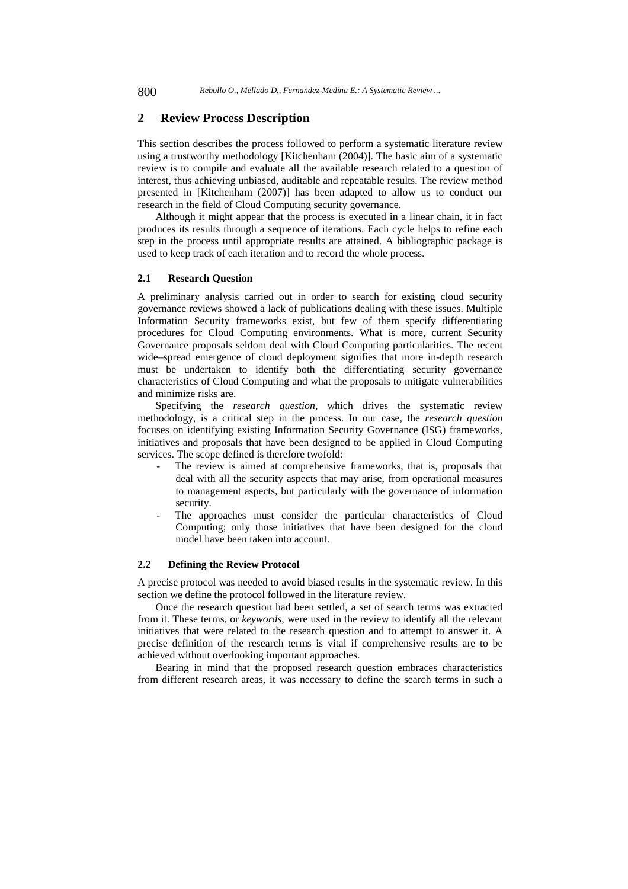## 2 Review Process Description

This section describes the process followed to perform a systematic literature review using a trustworthy methodology [Kitchenham (2004)]. The basic aim of a systematic review is to compile and evaluate all the available research related to a question of interest, thus achieving unbiased, auditable and repeatable results. The review method presented in [Kitchenham (2007)] has been adapted to allow us to conduct our research in the field of Cloud Computing security governance.

Although it might appear that the process is executed in a linear chain, it in fact produces its results through a sequence of iterations. Each cycle helps to refine each step in the process until appropriate results are attained. A bibliographic package is used to keep track of each iteration and to record the whole process.

### 2.1 Research Question

A preliminary analysis carried out in order to search for existing cloud security governance reviews showed a lack of publications dealing with these issues. Multiple Information Security frameworks exist, but few of them specify differentiating procedures for Cloud Computing environments. What is more, current Security Governance proposals seldom deal with Cloud Computing particularities. The recent wide–spread emergence of cloud deployment signifies that more in-depth research must be undertaken to identify both the differentiating security governance characteristics of Cloud Computing and what the proposals to mitigate vulnerabilities and minimize risks are.

Specifying the *research question*, which drives the systematic review methodology, is a critical step in the process. In our case, the *research question* focuses on identifying existing Information Security Governance (ISG) frameworks, initiatives and proposals that have been designed to be applied in Cloud Computing services. The scope defined is therefore twofold:

- The review is aimed at comprehensive frameworks, that is, proposals that deal with all the security aspects that may arise, from operational measures to management aspects, but particularly with the governance of information security.
- The approaches must consider the particular characteristics of Cloud Computing; only those initiatives that have been designed for the cloud model have been taken into account.

### 2.2 Defining the Review Protocol

A precise protocol was needed to avoid biased results in the systematic review. In this section we define the protocol followed in the literature review.

Once the research question had been settled, a set of search terms was extracted from it. These terms, or *keywords*, were used in the review to identify all the relevant initiatives that were related to the research question and to attempt to answer it. A precise definition of the research terms is vital if comprehensive results are to be achieved without overlooking important approaches.

Bearing in mind that the proposed research question embraces characteristics from different research areas, it was necessary to define the search terms in such a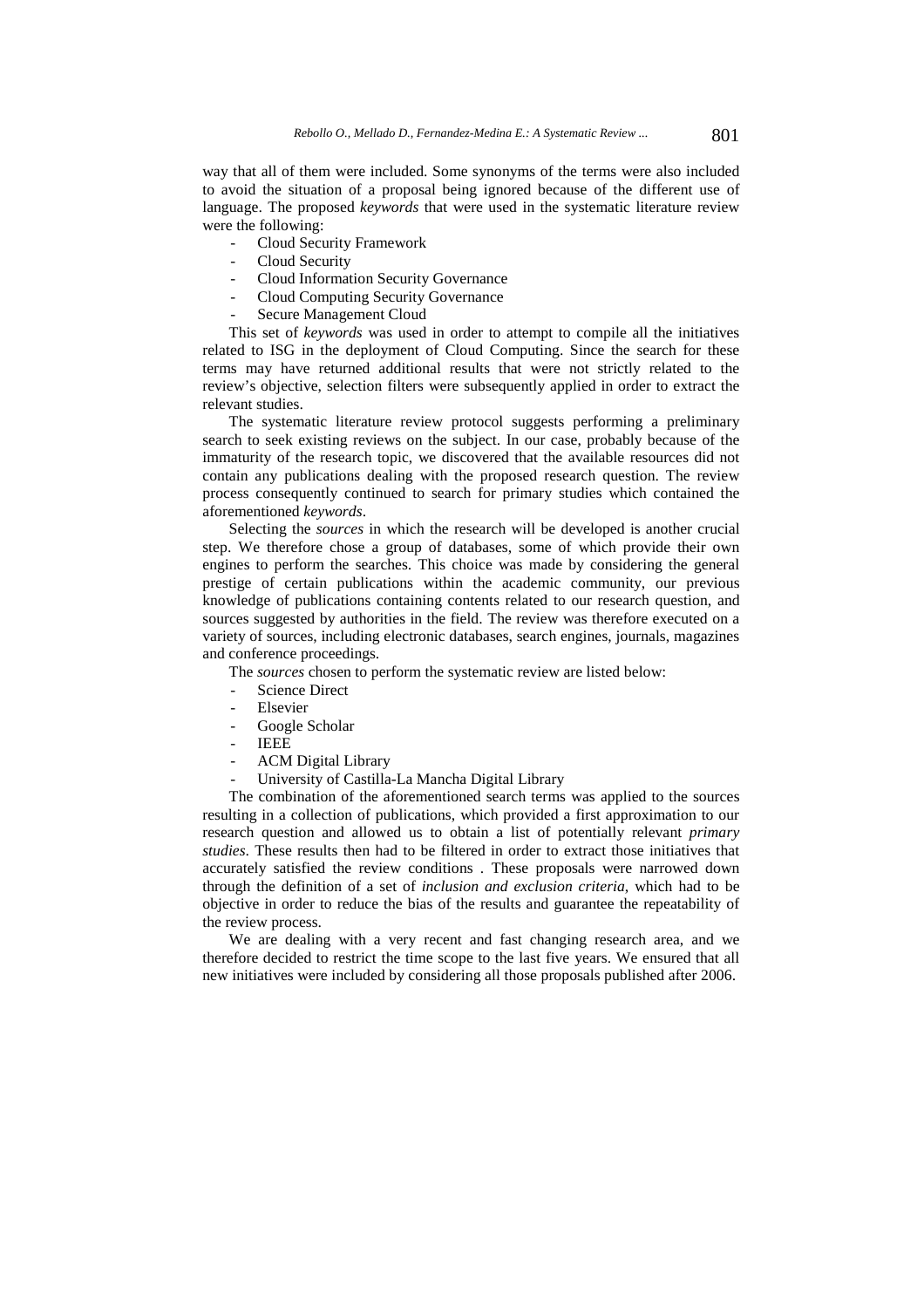way that all of them were included. Some synonyms of the terms were also included to avoid the situation of a proposal being ignored because of the different use of language. The proposed *keywords* that were used in the systematic literature review were the following:

- Cloud Security Framework
- Cloud Security
- Cloud Information Security Governance
- Cloud Computing Security Governance
- Secure Management Cloud

This set of *keywords* was used in order to attempt to compile all the initiatives related to ISG in the deployment of Cloud Computing. Since the search for these terms may have returned additional results that were not strictly related to the review's objective, selection filters were subsequently applied in order to extract the relevant studies.

The systematic literature review protocol suggests performing a preliminary search to seek existing reviews on the subject. In our case, probably because of the immaturity of the research topic, we discovered that the available resources did not contain any publications dealing with the proposed research question. The review process consequently continued to search for primary studies which contained the aforementioned *keywords*.

Selecting the *sources* in which the research will be developed is another crucial step. We therefore chose a group of databases, some of which provide their own engines to perform the searches. This choice was made by considering the general prestige of certain publications within the academic community, our previous knowledge of publications containing contents related to our research question, and sources suggested by authorities in the field. The review was therefore executed on a variety of sources, including electronic databases, search engines, journals, magazines and conference proceedings.

The *sources* chosen to perform the systematic review are listed below:

- Science Direct
- Elsevier
- Google Scholar
- IEEE
- ACM Digital Library
- University of Castilla-La Mancha Digital Library

The combination of the aforementioned search terms was applied to the sources resulting in a collection of publications, which provided a first approximation to our research question and allowed us to obtain a list of potentially relevant *primary studies*. These results then had to be filtered in order to extract those initiatives that accurately satisfied the review conditions . These proposals were narrowed down through the definition of a set of *inclusion and exclusion criteria*, which had to be objective in order to reduce the bias of the results and guarantee the repeatability of the review process.

We are dealing with a very recent and fast changing research area, and we therefore decided to restrict the time scope to the last five years. We ensured that all new initiatives were included by considering all those proposals published after 2006.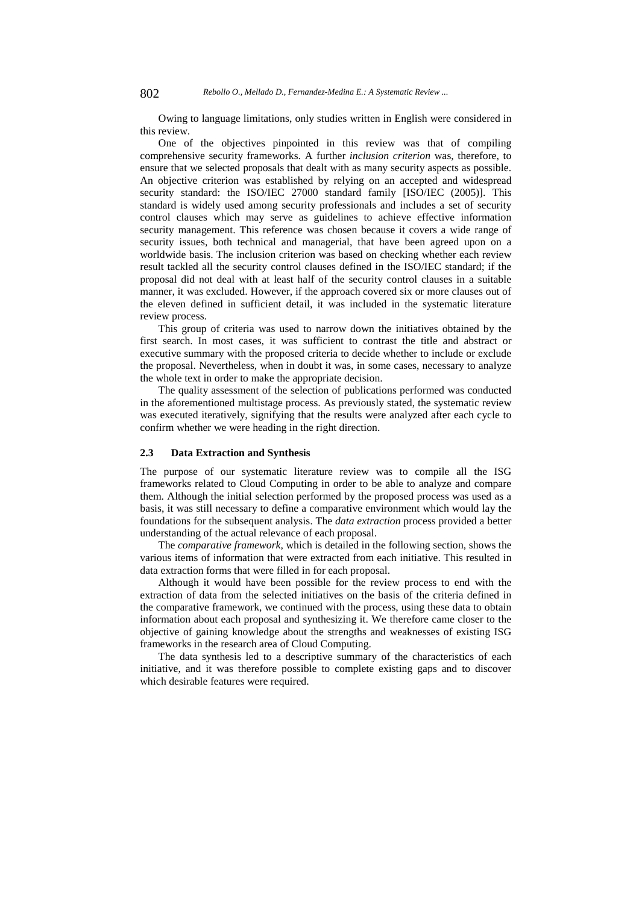Owing to language limitations, only studies written in English were considered in this review.

One of the objectives pinpointed in this review was that of compiling comprehensive security frameworks. A further *inclusion criterion* was, therefore, to ensure that we selected proposals that dealt with as many security aspects as possible. An objective criterion was established by relying on an accepted and widespread security standard: the ISO/IEC 27000 standard family [ISO/IEC (2005)]. This standard is widely used among security professionals and includes a set of security control clauses which may serve as guidelines to achieve effective information security management. This reference was chosen because it covers a wide range of security issues, both technical and managerial, that have been agreed upon on a worldwide basis. The inclusion criterion was based on checking whether each review result tackled all the security control clauses defined in the ISO/IEC standard; if the proposal did not deal with at least half of the security control clauses in a suitable manner, it was excluded. However, if the approach covered six or more clauses out of the eleven defined in sufficient detail, it was included in the systematic literature review process.

This group of criteria was used to narrow down the initiatives obtained by the first search. In most cases, it was sufficient to contrast the title and abstract or executive summary with the proposed criteria to decide whether to include or exclude the proposal. Nevertheless, when in doubt it was, in some cases, necessary to analyze the whole text in order to make the appropriate decision.

The quality assessment of the selection of publications performed was conducted in the aforementioned multistage process. As previously stated, the systematic review was executed iteratively, signifying that the results were analyzed after each cycle to confirm whether we were heading in the right direction.

### 2.3 Data Extraction and Synthesis

The purpose of our systematic literature review was to compile all the ISG frameworks related to Cloud Computing in order to be able to analyze and compare them. Although the initial selection performed by the proposed process was used as a basis, it was still necessary to define a comparative environment which would lay the foundations for the subsequent analysis. The *data extraction* process provided a better understanding of the actual relevance of each proposal.

The *comparative framework*, which is detailed in the following section, shows the various items of information that were extracted from each initiative. This resulted in data extraction forms that were filled in for each proposal.

Although it would have been possible for the review process to end with the extraction of data from the selected initiatives on the basis of the criteria defined in the comparative framework, we continued with the process, using these data to obtain information about each proposal and synthesizing it. We therefore came closer to the objective of gaining knowledge about the strengths and weaknesses of existing ISG frameworks in the research area of Cloud Computing.

The data synthesis led to a descriptive summary of the characteristics of each initiative, and it was therefore possible to complete existing gaps and to discover which desirable features were required.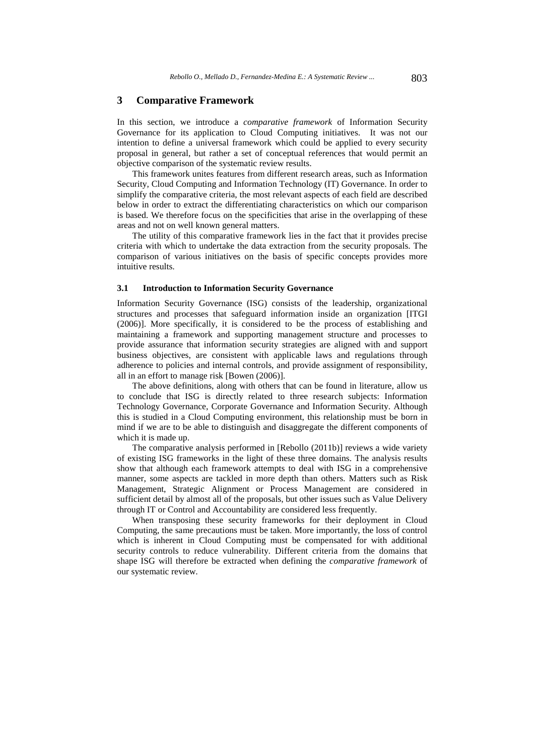## 3 Comparative Framework

In this section, we introduce a *comparative framework* of Information Security Governance for its application to Cloud Computing initiatives. It was not our intention to define a universal framework which could be applied to every security proposal in general, but rather a set of conceptual references that would permit an objective comparison of the systematic review results.

This framework unites features from different research areas, such as Information Security, Cloud Computing and Information Technology (IT) Governance. In order to simplify the comparative criteria, the most relevant aspects of each field are described below in order to extract the differentiating characteristics on which our comparison is based. We therefore focus on the specificities that arise in the overlapping of these areas and not on well known general matters.

The utility of this comparative framework lies in the fact that it provides precise criteria with which to undertake the data extraction from the security proposals. The comparison of various initiatives on the basis of specific concepts provides more intuitive results.

### 3.1 Introduction to Information Security Governance

Information Security Governance (ISG) consists of the leadership, organizational structures and processes that safeguard information inside an organization [ITGI (2006)]. More specifically, it is considered to be the process of establishing and maintaining a framework and supporting management structure and processes to provide assurance that information security strategies are aligned with and support business objectives, are consistent with applicable laws and regulations through adherence to policies and internal controls, and provide assignment of responsibility, all in an effort to manage risk [Bowen (2006)].

The above definitions, along with others that can be found in literature, allow us to conclude that ISG is directly related to three research subjects: Information Technology Governance, Corporate Governance and Information Security. Although this is studied in a Cloud Computing environment, this relationship must be born in mind if we are to be able to distinguish and disaggregate the different components of which it is made up.

The comparative analysis performed in [Rebollo (2011b)] reviews a wide variety of existing ISG frameworks in the light of these three domains. The analysis results show that although each framework attempts to deal with ISG in a comprehensive manner, some aspects are tackled in more depth than others. Matters such as Risk Management, Strategic Alignment or Process Management are considered in sufficient detail by almost all of the proposals, but other issues such as Value Delivery through IT or Control and Accountability are considered less frequently.

When transposing these security frameworks for their deployment in Cloud Computing, the same precautions must be taken. More importantly, the loss of control which is inherent in Cloud Computing must be compensated for with additional security controls to reduce vulnerability. Different criteria from the domains that shape ISG will therefore be extracted when defining the *comparative framework* of our systematic review.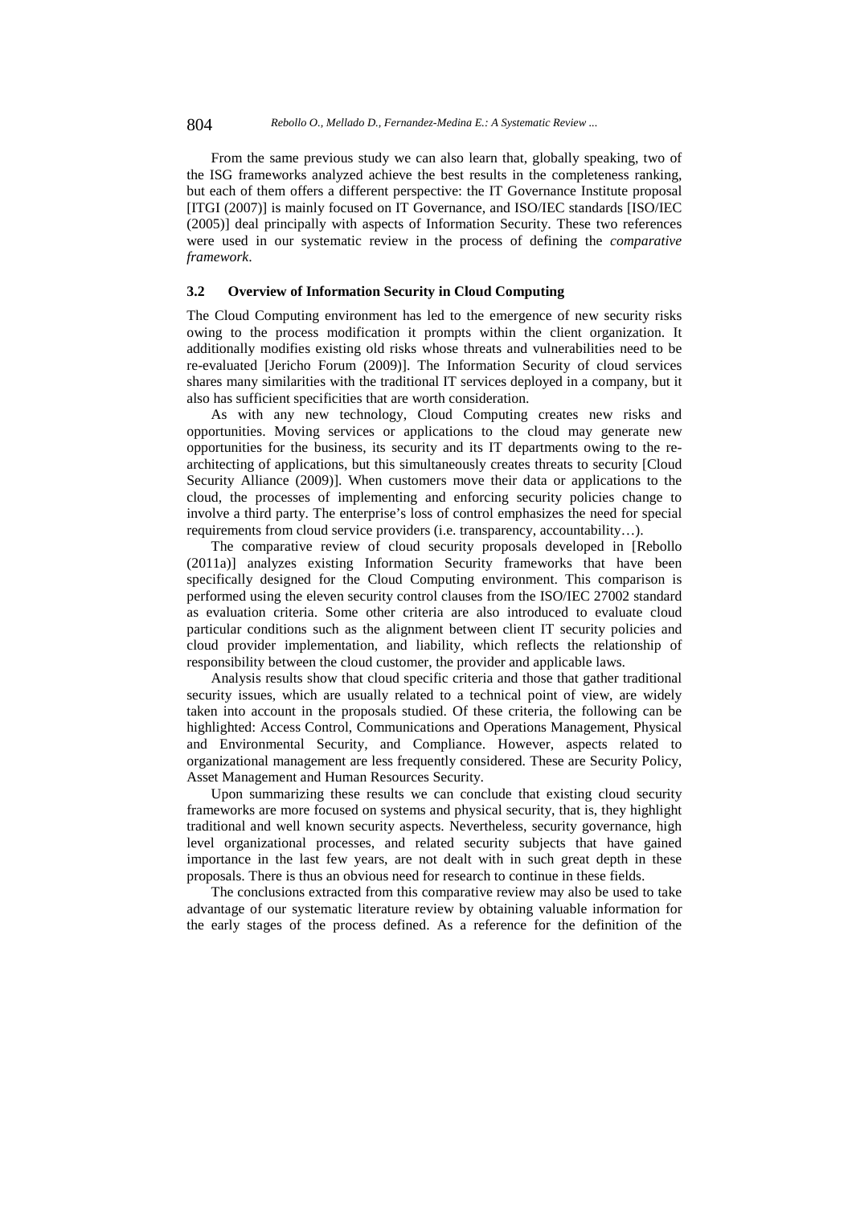From the same previous study we can also learn that, globally speaking, two of the ISG frameworks analyzed achieve the best results in the completeness ranking, but each of them offers a different perspective: the IT Governance Institute proposal [ITGI (2007)] is mainly focused on IT Governance, and ISO/IEC standards [ISO/IEC (2005)] deal principally with aspects of Information Security. These two references were used in our systematic review in the process of defining the *comparative framework*.

### 3.2 Overview of Information Security in Cloud Computing

The Cloud Computing environment has led to the emergence of new security risks owing to the process modification it prompts within the client organization. It additionally modifies existing old risks whose threats and vulnerabilities need to be re-evaluated [Jericho Forum (2009)]. The Information Security of cloud services shares many similarities with the traditional IT services deployed in a company, but it also has sufficient specificities that are worth consideration.

As with any new technology, Cloud Computing creates new risks and opportunities. Moving services or applications to the cloud may generate new opportunities for the business, its security and its IT departments owing to the re-architecting of applications, but this simultaneously creates threats to security [Cloud Security Alliance (2009)]. When customers move their data or applications to the cloud, the processes of implementing and enforcing security policies change to involve a third party. The enterprise's loss of control emphasizes the need for special requirements from cloud service providers (i.e. transparency, accountability…).

The comparative review of cloud security proposals developed in [Rebollo (2011a)] analyzes existing Information Security frameworks that have been specifically designed for the Cloud Computing environment. This comparison is performed using the eleven security control clauses from the ISO/IEC 27002 standard as evaluation criteria. Some other criteria are also introduced to evaluate cloud particular conditions such as the alignment between client IT security policies and cloud provider implementation, and liability, which reflects the relationship of responsibility between the cloud customer, the provider and applicable laws.

Analysis results show that cloud specific criteria and those that gather traditional security issues, which are usually related to a technical point of view, are widely taken into account in the proposals studied. Of these criteria, the following can be highlighted: Access Control, Communications and Operations Management, Physical and Environmental Security, and Compliance. However, aspects related to organizational management are less frequently considered. These are Security Policy, Asset Management and Human Resources Security.

Upon summarizing these results we can conclude that existing cloud security frameworks are more focused on systems and physical security, that is, they highlight traditional and well known security aspects. Nevertheless, security governance, high level organizational processes, and related security subjects that have gained importance in the last few years, are not dealt with in such great depth in these proposals. There is thus an obvious need for research to continue in these fields.

The conclusions extracted from this comparative review may also be used to take advantage of our systematic literature review by obtaining valuable information for the early stages of the process defined. As a reference for the definition of the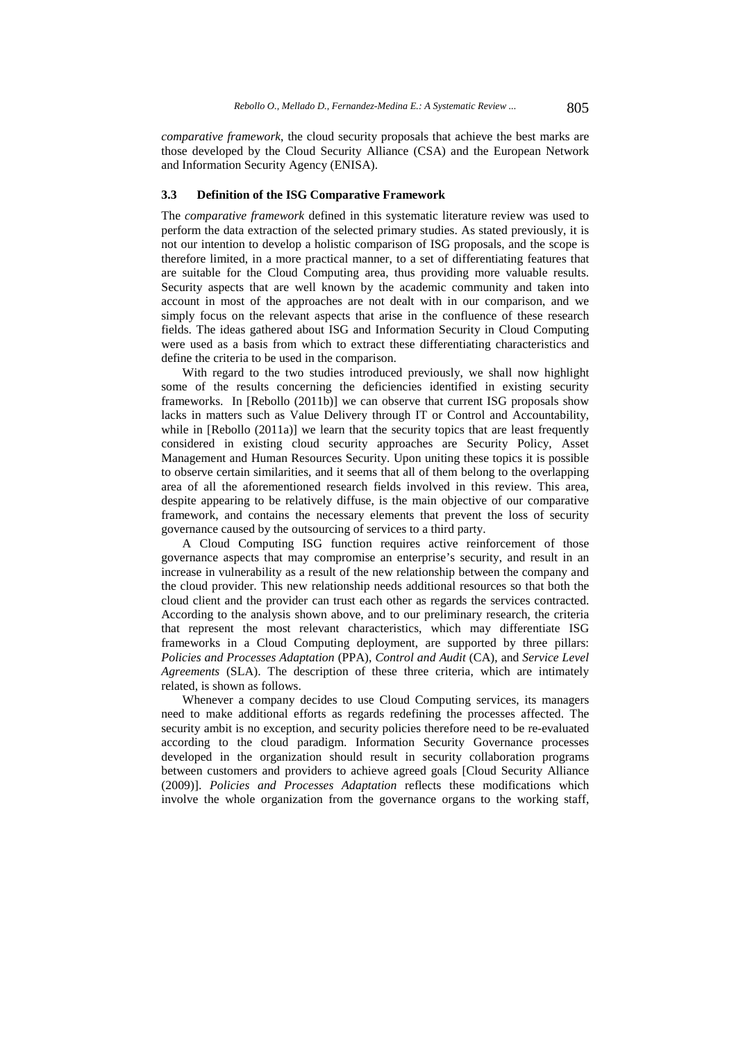*comparative framework*, the cloud security proposals that achieve the best marks are those developed by the Cloud Security Alliance (CSA) and the European Network and Information Security Agency (ENISA).

### 3.3 Definition of the ISG Comparative Framework

The *comparative framework* defined in this systematic literature review was used to perform the data extraction of the selected primary studies. As stated previously, it is not our intention to develop a holistic comparison of ISG proposals, and the scope is therefore limited, in a more practical manner, to a set of differentiating features that are suitable for the Cloud Computing area, thus providing more valuable results. Security aspects that are well known by the academic community and taken into account in most of the approaches are not dealt with in our comparison, and we simply focus on the relevant aspects that arise in the confluence of these research fields. The ideas gathered about ISG and Information Security in Cloud Computing were used as a basis from which to extract these differentiating characteristics and define the criteria to be used in the comparison.

With regard to the two studies introduced previously, we shall now highlight some of the results concerning the deficiencies identified in existing security frameworks. In [Rebollo (2011b)] we can observe that current ISG proposals show lacks in matters such as Value Delivery through IT or Control and Accountability, while in [Rebollo (2011a)] we learn that the security topics that are least frequently considered in existing cloud security approaches are Security Policy, Asset Management and Human Resources Security. Upon uniting these topics it is possible to observe certain similarities, and it seems that all of them belong to the overlapping area of all the aforementioned research fields involved in this review. This area, despite appearing to be relatively diffuse, is the main objective of our comparative framework, and contains the necessary elements that prevent the loss of security governance caused by the outsourcing of services to a third party.

A Cloud Computing ISG function requires active reinforcement of those governance aspects that may compromise an enterprise's security, and result in an increase in vulnerability as a result of the new relationship between the company and the cloud provider. This new relationship needs additional resources so that both the cloud client and the provider can trust each other as regards the services contracted. According to the analysis shown above, and to our preliminary research, the criteria that represent the most relevant characteristics, which may differentiate ISG frameworks in a Cloud Computing deployment, are supported by three pillars: *Policies and Processes Adaptation* (PPA), *Control and Audit* (CA), and *Service Level Agreements* (SLA). The description of these three criteria, which are intimately related, is shown as follows.

Whenever a company decides to use Cloud Computing services, its managers need to make additional efforts as regards redefining the processes affected. The security ambit is no exception, and security policies therefore need to be re-evaluated according to the cloud paradigm. Information Security Governance processes developed in the organization should result in security collaboration programs between customers and providers to achieve agreed goals [Cloud Security Alliance (2009)]. *Policies and Processes Adaptation* reflects these modifications which involve the whole organization from the governance organs to the working staff,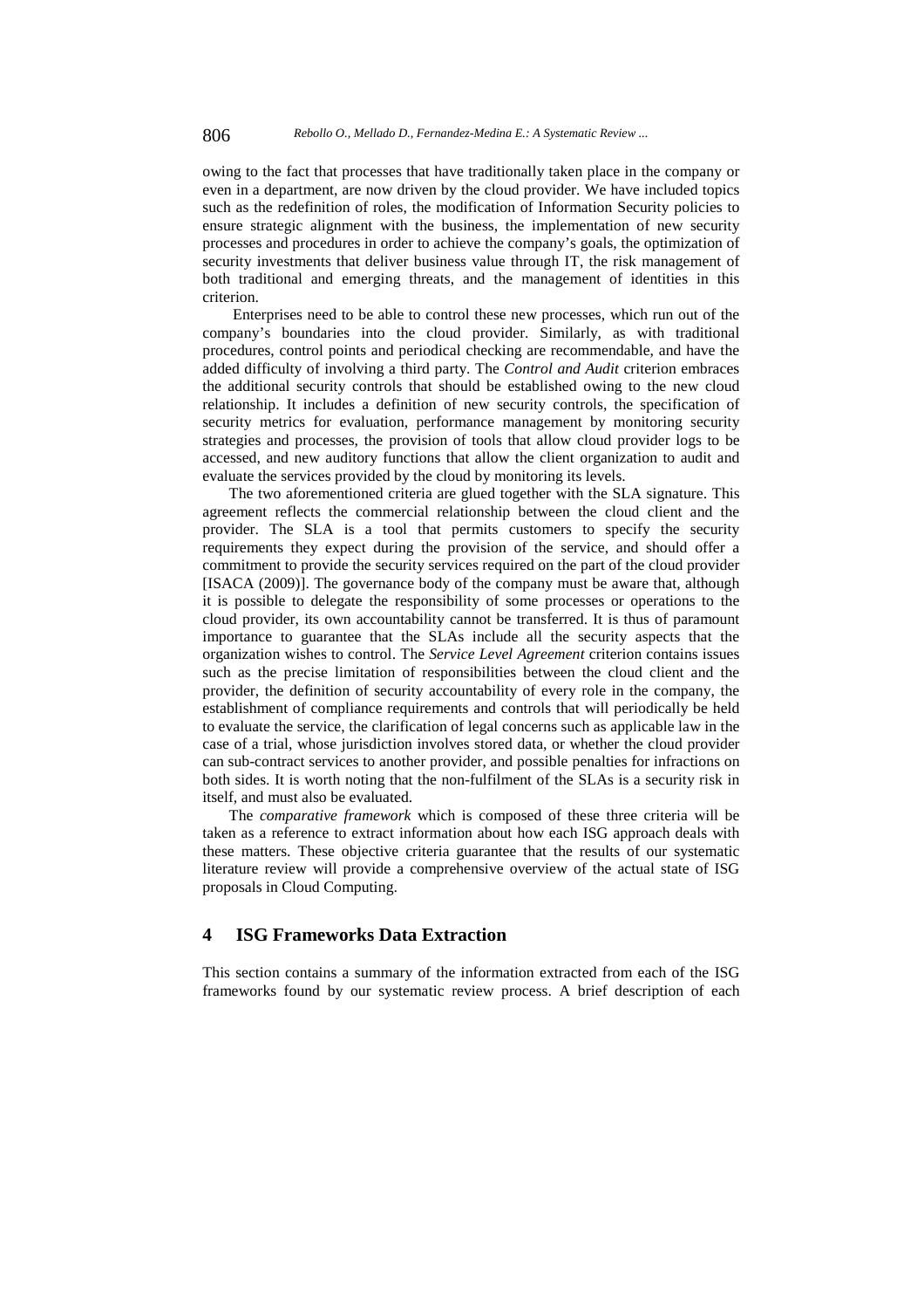owing to the fact that processes that have traditionally taken place in the company or even in a department, are now driven by the cloud provider. We have included topics such as the redefinition of roles, the modification of Information Security policies to ensure strategic alignment with the business, the implementation of new security processes and procedures in order to achieve the company's goals, the optimization of security investments that deliver business value through IT, the risk management of both traditional and emerging threats, and the management of identities in this criterion.

Enterprises need to be able to control these new processes, which run out of the company's boundaries into the cloud provider. Similarly, as with traditional procedures, control points and periodical checking are recommendable, and have the added difficulty of involving a third party. The *Control and Audit* criterion embraces the additional security controls that should be established owing to the new cloud relationship. It includes a definition of new security controls, the specification of security metrics for evaluation, performance management by monitoring security strategies and processes, the provision of tools that allow cloud provider logs to be accessed, and new auditory functions that allow the client organization to audit and evaluate the services provided by the cloud by monitoring its levels.

The two aforementioned criteria are glued together with the SLA signature. This agreement reflects the commercial relationship between the cloud client and the provider. The SLA is a tool that permits customers to specify the security requirements they expect during the provision of the service, and should offer a commitment to provide the security services required on the part of the cloud provider [ISACA (2009)]. The governance body of the company must be aware that, although it is possible to delegate the responsibility of some processes or operations to the cloud provider, its own accountability cannot be transferred. It is thus of paramount importance to guarantee that the SLAs include all the security aspects that the organization wishes to control. The *Service Level Agreement* criterion contains issues such as the precise limitation of responsibilities between the cloud client and the provider, the definition of security accountability of every role in the company, the establishment of compliance requirements and controls that will periodically be held to evaluate the service, the clarification of legal concerns such as applicable law in the case of a trial, whose jurisdiction involves stored data, or whether the cloud provider can sub-contract services to another provider, and possible penalties for infractions on both sides. It is worth noting that the non-fulfilment of the SLAs is a security risk in itself, and must also be evaluated.

The *comparative framework* which is composed of these three criteria will be taken as a reference to extract information about how each ISG approach deals with these matters. These objective criteria guarantee that the results of our systematic literature review will provide a comprehensive overview of the actual state of ISG proposals in Cloud Computing.

## 4 ISG Frameworks Data Extraction

This section contains a summary of the information extracted from each of the ISG frameworks found by our systematic review process. A brief description of each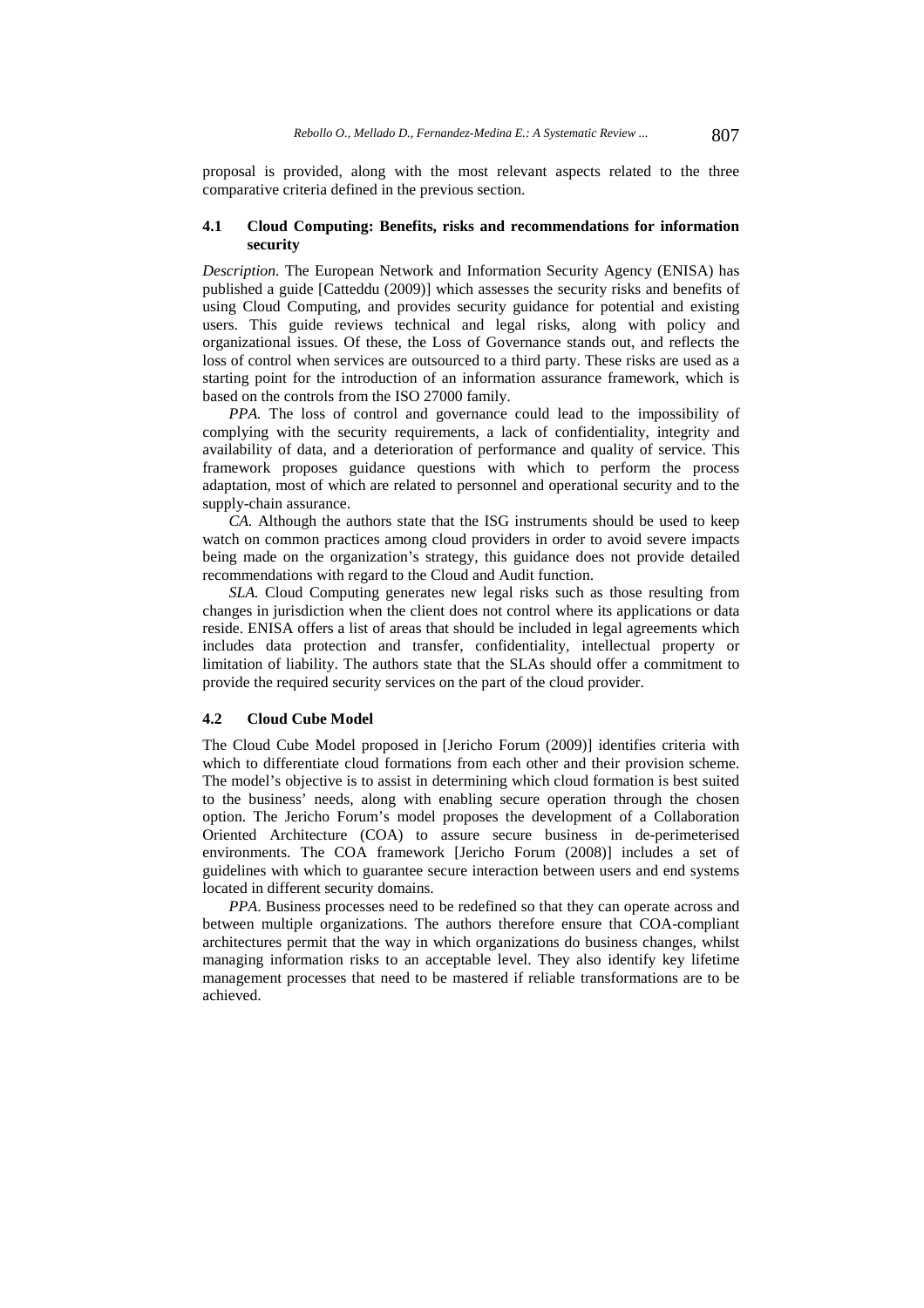proposal is provided, along with the most relevant aspects related to the three comparative criteria defined in the previous section.

### 4.1 Cloud Computing: Benefits, risks and recommendations for information security

*Description.* The European Network and Information Security Agency (ENISA) has published a guide [Catteddu (2009)] which assesses the security risks and benefits of using Cloud Computing, and provides security guidance for potential and existing users. This guide reviews technical and legal risks, along with policy and organizational issues. Of these, the Loss of Governance stands out, and reflects the loss of control when services are outsourced to a third party. These risks are used as a starting point for the introduction of an information assurance framework, which is based on the controls from the ISO 27000 family.

*PPA.* The loss of control and governance could lead to the impossibility of complying with the security requirements, a lack of confidentiality, integrity and availability of data, and a deterioration of performance and quality of service. This framework proposes guidance questions with which to perform the process adaptation, most of which are related to personnel and operational security and to the supply-chain assurance.

*CA.* Although the authors state that the ISG instruments should be used to keep watch on common practices among cloud providers in order to avoid severe impacts being made on the organization's strategy, this guidance does not provide detailed recommendations with regard to the Cloud and Audit function.

*SLA.* Cloud Computing generates new legal risks such as those resulting from changes in jurisdiction when the client does not control where its applications or data reside. ENISA offers a list of areas that should be included in legal agreements which includes data protection and transfer, confidentiality, intellectual property or limitation of liability. The authors state that the SLAs should offer a commitment to provide the required security services on the part of the cloud provider.

### 4.2 Cloud Cube Model

The Cloud Cube Model proposed in [Jericho Forum (2009)] identifies criteria with which to differentiate cloud formations from each other and their provision scheme. The model's objective is to assist in determining which cloud formation is best suited to the business' needs, along with enabling secure operation through the chosen option. The Jericho Forum's model proposes the development of a Collaboration Oriented Architecture (COA) to assure secure business in de-perimeterised environments. The COA framework [Jericho Forum (2008)] includes a set of guidelines with which to guarantee secure interaction between users and end systems located in different security domains.

*PPA.* Business processes need to be redefined so that they can operate across and between multiple organizations. The authors therefore ensure that COA-compliant architectures permit that the way in which organizations do business changes, whilst managing information risks to an acceptable level. They also identify key lifetime management processes that need to be mastered if reliable transformations are to be achieved.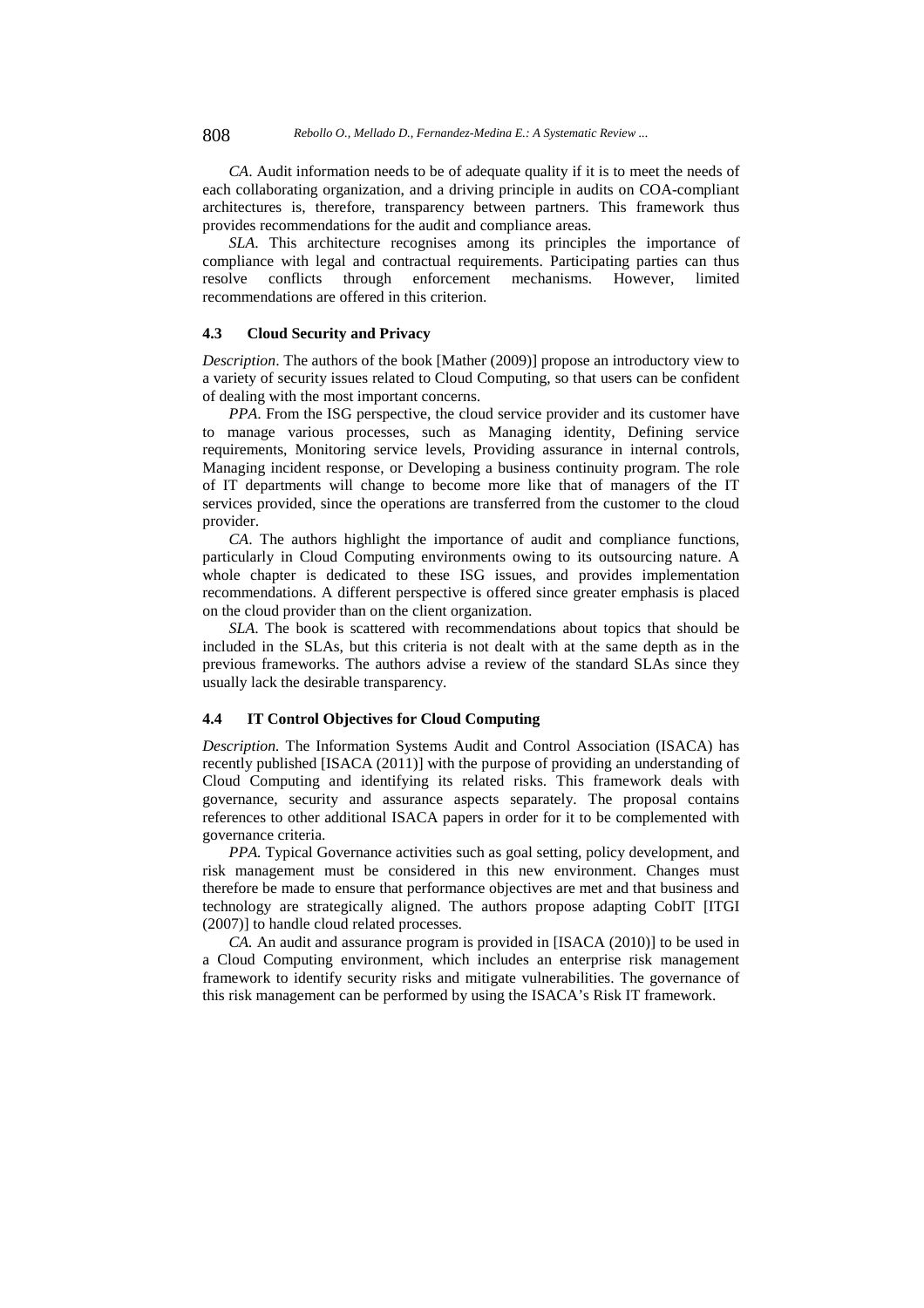*CA*. Audit information needs to be of adequate quality if it is to meet the needs of each collaborating organization, and a driving principle in audits on COA-compliant architectures is, therefore, transparency between partners. This framework thus provides recommendations for the audit and compliance areas.

*SLA*. This architecture recognises among its principles the importance of compliance with legal and contractual requirements. Participating parties can thus resolve conflicts through enforcement mechanisms. However, limited recommendations are offered in this criterion.

### 4.3 Cloud Security and Privacy

*Description*. The authors of the book [Mather (2009)] propose an introductory view to a variety of security issues related to Cloud Computing, so that users can be confident of dealing with the most important concerns.

*PPA*. From the ISG perspective, the cloud service provider and its customer have to manage various processes, such as Managing identity, Defining service requirements, Monitoring service levels, Providing assurance in internal controls, Managing incident response, or Developing a business continuity program. The role of IT departments will change to become more like that of managers of the IT services provided, since the operations are transferred from the customer to the cloud provider.

*CA*. The authors highlight the importance of audit and compliance functions, particularly in Cloud Computing environments owing to its outsourcing nature. A whole chapter is dedicated to these ISG issues, and provides implementation recommendations. A different perspective is offered since greater emphasis is placed on the cloud provider than on the client organization.

*SLA*. The book is scattered with recommendations about topics that should be included in the SLAs, but this criteria is not dealt with at the same depth as in the previous frameworks. The authors advise a review of the standard SLAs since they usually lack the desirable transparency.

### 4.4 IT Control Objectives for Cloud Computing

*Description.* The Information Systems Audit and Control Association (ISACA) has recently published [ISACA (2011)] with the purpose of providing an understanding of Cloud Computing and identifying its related risks. This framework deals with governance, security and assurance aspects separately. The proposal contains references to other additional ISACA papers in order for it to be complemented with governance criteria.

*PPA.* Typical Governance activities such as goal setting, policy development, and risk management must be considered in this new environment. Changes must therefore be made to ensure that performance objectives are met and that business and technology are strategically aligned. The authors propose adapting CobIT [ITGI (2007)] to handle cloud related processes.

*CA.* An audit and assurance program is provided in [ISACA (2010)] to be used in a Cloud Computing environment, which includes an enterprise risk management framework to identify security risks and mitigate vulnerabilities. The governance of this risk management can be performed by using the ISACA's Risk IT framework.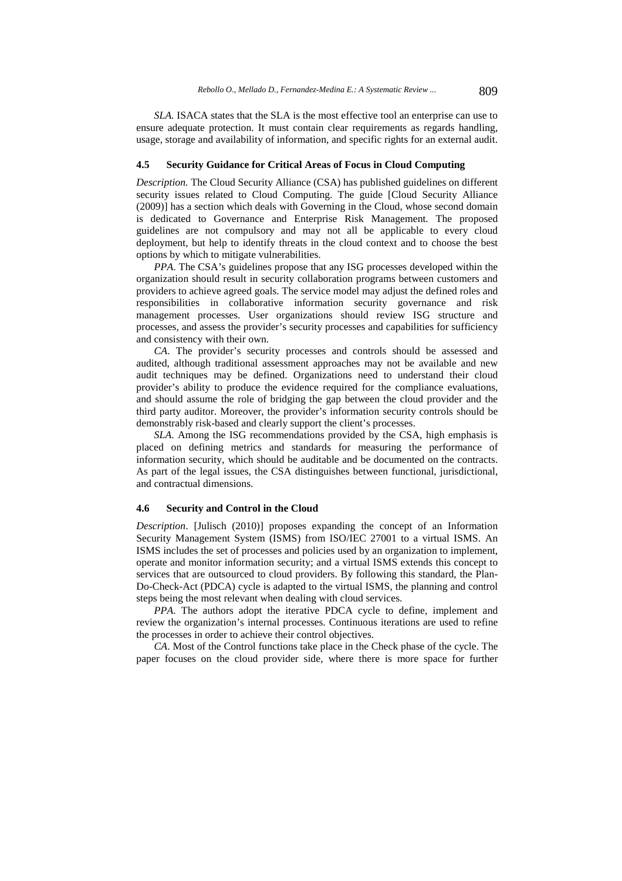*SLA.* ISACA states that the SLA is the most effective tool an enterprise can use to ensure adequate protection. It must contain clear requirements as regards handling, usage, storage and availability of information, and specific rights for an external audit.

### 4.5 Security Guidance for Critical Areas of Focus in Cloud Computing

*Description.* The Cloud Security Alliance (CSA) has published guidelines on different security issues related to Cloud Computing. The guide [Cloud Security Alliance (2009)] has a section which deals with Governing in the Cloud, whose second domain is dedicated to Governance and Enterprise Risk Management. The proposed guidelines are not compulsory and may not all be applicable to every cloud deployment, but help to identify threats in the cloud context and to choose the best options by which to mitigate vulnerabilities.

*PPA.* The CSA's guidelines propose that any ISG processes developed within the organization should result in security collaboration programs between customers and providers to achieve agreed goals. The service model may adjust the defined roles and responsibilities in collaborative information security governance and risk management processes. User organizations should review ISG structure and processes, and assess the provider's security processes and capabilities for sufficiency and consistency with their own.

*CA*. The provider's security processes and controls should be assessed and audited, although traditional assessment approaches may not be available and new audit techniques may be defined. Organizations need to understand their cloud provider's ability to produce the evidence required for the compliance evaluations, and should assume the role of bridging the gap between the cloud provider and the third party auditor. Moreover, the provider's information security controls should be demonstrably risk-based and clearly support the client's processes.

*SLA*. Among the ISG recommendations provided by the CSA, high emphasis is placed on defining metrics and standards for measuring the performance of information security, which should be auditable and be documented on the contracts. As part of the legal issues, the CSA distinguishes between functional, jurisdictional, and contractual dimensions.

### 4.6 Security and Control in the Cloud

*Description*. [Julisch (2010)] proposes expanding the concept of an Information Security Management System (ISMS) from ISO/IEC 27001 to a virtual ISMS. An ISMS includes the set of processes and policies used by an organization to implement, operate and monitor information security; and a virtual ISMS extends this concept to services that are outsourced to cloud providers. By following this standard, the Plan-Do-Check-Act (PDCA) cycle is adapted to the virtual ISMS, the planning and control steps being the most relevant when dealing with cloud services.

*PPA.* The authors adopt the iterative PDCA cycle to define, implement and review the organization's internal processes. Continuous iterations are used to refine the processes in order to achieve their control objectives.

*CA*. Most of the Control functions take place in the Check phase of the cycle. The paper focuses on the cloud provider side, where there is more space for further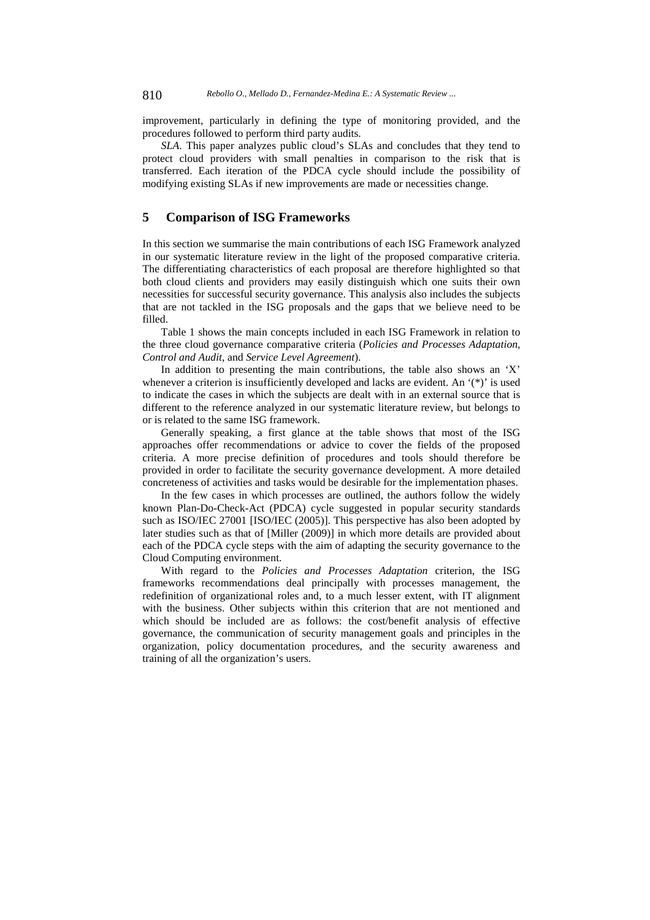improvement, particularly in defining the type of monitoring provided, and the procedures followed to perform third party audits.

*SLA*. This paper analyzes public cloud's SLAs and concludes that they tend to protect cloud providers with small penalties in comparison to the risk that is transferred. Each iteration of the PDCA cycle should include the possibility of modifying existing SLAs if new improvements are made or necessities change.

## 5 Comparison of ISG Frameworks

In this section we summarise the main contributions of each ISG Framework analyzed in our systematic literature review in the light of the proposed comparative criteria. The differentiating characteristics of each proposal are therefore highlighted so that both cloud clients and providers may easily distinguish which one suits their own necessities for successful security governance. This analysis also includes the subjects that are not tackled in the ISG proposals and the gaps that we believe need to be filled.

Table 1 shows the main concepts included in each ISG Framework in relation to the three cloud governance comparative criteria (*Policies and Processes Adaptation*, *Control and Audit*, and *Service Level Agreement*).

In addition to presenting the main contributions, the table also shows an 'X' whenever a criterion is insufficiently developed and lacks are evident. An '(*)' is used to indicate the cases in which the subjects are dealt with in an external source that is different to the reference analyzed in our systematic literature review, but belongs to or is related to the same ISG framework.

Generally speaking, a first glance at the table shows that most of the ISG approaches offer recommendations or advice to cover the fields of the proposed criteria. A more precise definition of procedures and tools should therefore be provided in order to facilitate the security governance development. A more detailed concreteness of activities and tasks would be desirable for the implementation phases.

In the few cases in which processes are outlined, the authors follow the widely known Plan-Do-Check-Act (PDCA) cycle suggested in popular security standards such as ISO/IEC 27001 [ISO/IEC (2005)]. This perspective has also been adopted by later studies such as that of [Miller (2009)] in which more details are provided about each of the PDCA cycle steps with the aim of adapting the security governance to the Cloud Computing environment.

With regard to the *Policies and Processes Adaptation* criterion, the ISG frameworks recommendations deal principally with processes management, the redefinition of organizational roles and, to a much lesser extent, with IT alignment with the business. Other subjects within this criterion that are not mentioned and which should be included are as follows: the cost/benefit analysis of effective governance, the communication of security management goals and principles in the organization, policy documentation procedures, and the security awareness and training of all the organization's users.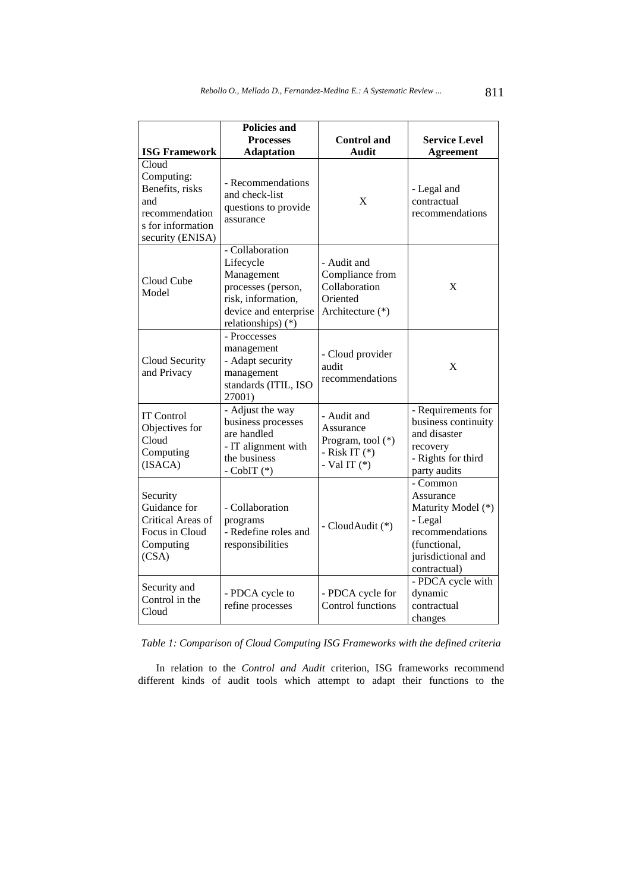| ISG Framework | Policies and Processes Adaptation | Control and Audit | Service Level Agreement |
|---|---|---|---|
| Cloud Computing: Benefits, risks and recommendations for information security (ENISA) | - Recommendations and check-list questions to provide assurance | X | - Legal and contractual recommendations |
| Cloud Cube Model | - Collaboration Lifecycle Management processes (person, risk, information, device and enterprise relationships) (*) | - Audit and Compliance from Collaboration Oriented Architecture (*) | X |
| Cloud Security and Privacy | - Proccesses management<br>- Adapt security management standards (ITIL, ISO 27001) | - Cloud provider audit recommendations | X |
| IT Control Objectives for Cloud Computing (ISACA) | - Adjust the way business processes are handled<br>- IT alignment with the business<br>- CobIT (*) | - Audit and Assurance Program, tool (*)<br>- Risk IT (*)<br>- Val IT (*) | - Requirements for business continuity and disaster recovery<br>- Rights for third party audits |
| Security Guidance for Critical Areas of Focus in Cloud Computing (CSA) | - Collaboration programs<br>- Redefine roles and responsibilities | - CloudAudit (*) | - Common Assurance Maturity Model (*)<br>- Legal recommendations (functional, jurisdictional and contractual) |
| Security and Control in the Cloud | - PDCA cycle to refine processes | - PDCA cycle for Control functions | - PDCA cycle with dynamic contractual changes |

*Table 1: Comparison of Cloud Computing ISG Frameworks with the defined criteria*

In relation to the *Control and Audit* criterion, ISG frameworks recommend different kinds of audit tools which attempt to adapt their functions to the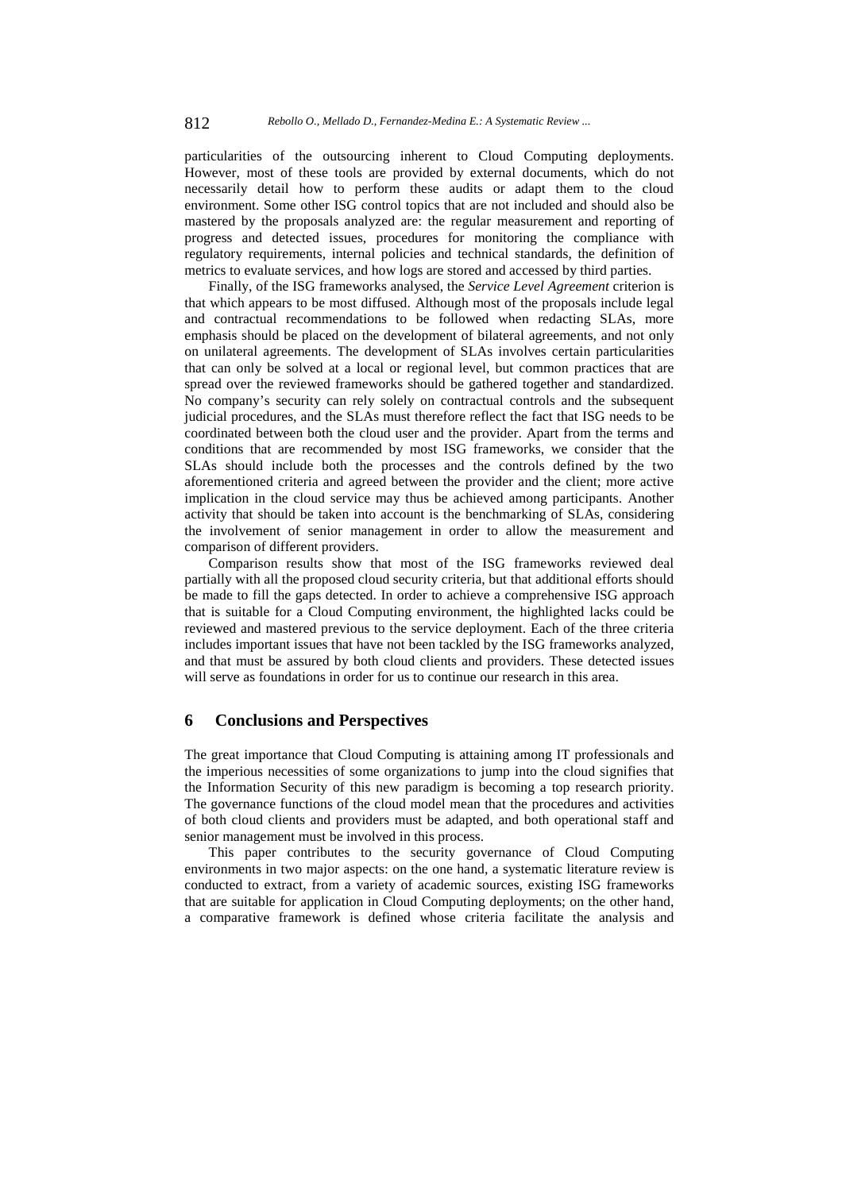particularities of the outsourcing inherent to Cloud Computing deployments. However, most of these tools are provided by external documents, which do not necessarily detail how to perform these audits or adapt them to the cloud environment. Some other ISG control topics that are not included and should also be mastered by the proposals analyzed are: the regular measurement and reporting of progress and detected issues, procedures for monitoring the compliance with regulatory requirements, internal policies and technical standards, the definition of metrics to evaluate services, and how logs are stored and accessed by third parties.

Finally, of the ISG frameworks analysed, the *Service Level Agreement* criterion is that which appears to be most diffused. Although most of the proposals include legal and contractual recommendations to be followed when redacting SLAs, more emphasis should be placed on the development of bilateral agreements, and not only on unilateral agreements. The development of SLAs involves certain particularities that can only be solved at a local or regional level, but common practices that are spread over the reviewed frameworks should be gathered together and standardized. No company's security can rely solely on contractual controls and the subsequent judicial procedures, and the SLAs must therefore reflect the fact that ISG needs to be coordinated between both the cloud user and the provider. Apart from the terms and conditions that are recommended by most ISG frameworks, we consider that the SLAs should include both the processes and the controls defined by the two aforementioned criteria and agreed between the provider and the client; more active implication in the cloud service may thus be achieved among participants. Another activity that should be taken into account is the benchmarking of SLAs, considering the involvement of senior management in order to allow the measurement and comparison of different providers.

Comparison results show that most of the ISG frameworks reviewed deal partially with all the proposed cloud security criteria, but that additional efforts should be made to fill the gaps detected. In order to achieve a comprehensive ISG approach that is suitable for a Cloud Computing environment, the highlighted lacks could be reviewed and mastered previous to the service deployment. Each of the three criteria includes important issues that have not been tackled by the ISG frameworks analyzed, and that must be assured by both cloud clients and providers. These detected issues will serve as foundations in order for us to continue our research in this area.

## 6 Conclusions and Perspectives

The great importance that Cloud Computing is attaining among IT professionals and the imperious necessities of some organizations to jump into the cloud signifies that the Information Security of this new paradigm is becoming a top research priority. The governance functions of the cloud model mean that the procedures and activities of both cloud clients and providers must be adapted, and both operational staff and senior management must be involved in this process.

This paper contributes to the security governance of Cloud Computing environments in two major aspects: on the one hand, a systematic literature review is conducted to extract, from a variety of academic sources, existing ISG frameworks that are suitable for application in Cloud Computing deployments; on the other hand, a comparative framework is defined whose criteria facilitate the analysis and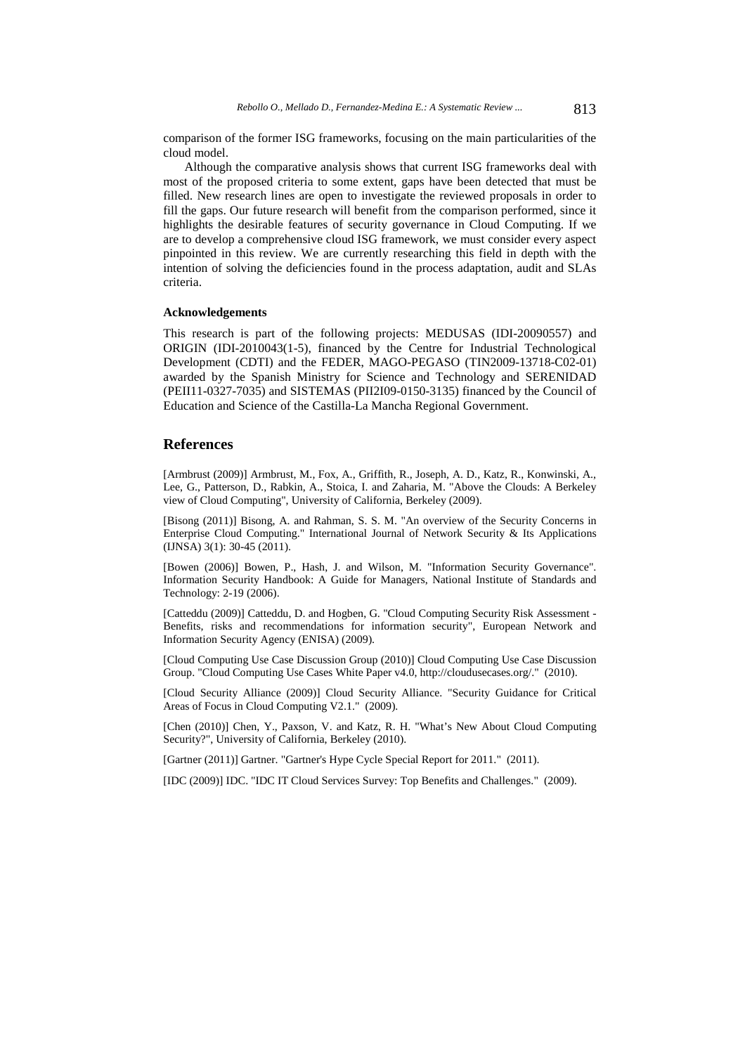comparison of the former ISG frameworks, focusing on the main particularities of the cloud model.

Although the comparative analysis shows that current ISG frameworks deal with most of the proposed criteria to some extent, gaps have been detected that must be filled. New research lines are open to investigate the reviewed proposals in order to fill the gaps. Our future research will benefit from the comparison performed, since it highlights the desirable features of security governance in Cloud Computing. If we are to develop a comprehensive cloud ISG framework, we must consider every aspect pinpointed in this review. We are currently researching this field in depth with the intention of solving the deficiencies found in the process adaptation, audit and SLAs criteria.

#### Acknowledgements

This research is part of the following projects: MEDUSAS (IDI-20090557) and ORIGIN (IDI-2010043(1-5), financed by the Centre for Industrial Technological Development (CDTI) and the FEDER, MAGO-PEGASO (TIN2009-13718-C02-01) awarded by the Spanish Ministry for Science and Technology and SERENIDAD (PEII11-0327-7035) and SISTEMAS (PII2I09-0150-3135) financed by the Council of Education and Science of the Castilla-La Mancha Regional Government.

## References

[Armbrust (2009)] Armbrust, M., Fox, A., Griffith, R., Joseph, A. D., Katz, R., Konwinski, A., Lee, G., Patterson, D., Rabkin, A., Stoica, I. and Zaharia, M. "Above the Clouds: A Berkeley view of Cloud Computing", University of California, Berkeley (2009).

[Bisong (2011)] Bisong, A. and Rahman, S. S. M. "An overview of the Security Concerns in Enterprise Cloud Computing." International Journal of Network Security & Its Applications (IJNSA) 3(1): 30-45 (2011).

[Bowen (2006)] Bowen, P., Hash, J. and Wilson, M. "Information Security Governance". Information Security Handbook: A Guide for Managers, National Institute of Standards and Technology: 2-19 (2006).

[Catteddu (2009)] Catteddu, D. and Hogben, G. "Cloud Computing Security Risk Assessment - Benefits, risks and recommendations for information security", European Network and Information Security Agency (ENISA) (2009).

[Cloud Computing Use Case Discussion Group (2010)] Cloud Computing Use Case Discussion Group. "Cloud Computing Use Cases White Paper v4.0, http://cloudusecases.org/." (2010).

[Cloud Security Alliance (2009)] Cloud Security Alliance. "Security Guidance for Critical Areas of Focus in Cloud Computing V2.1." (2009).

[Chen (2010)] Chen, Y., Paxson, V. and Katz, R. H. "What's New About Cloud Computing Security?", University of California, Berkeley (2010).

[Gartner (2011)] Gartner. "Gartner's Hype Cycle Special Report for 2011." (2011).

[IDC (2009)] IDC. "IDC IT Cloud Services Survey: Top Benefits and Challenges." (2009).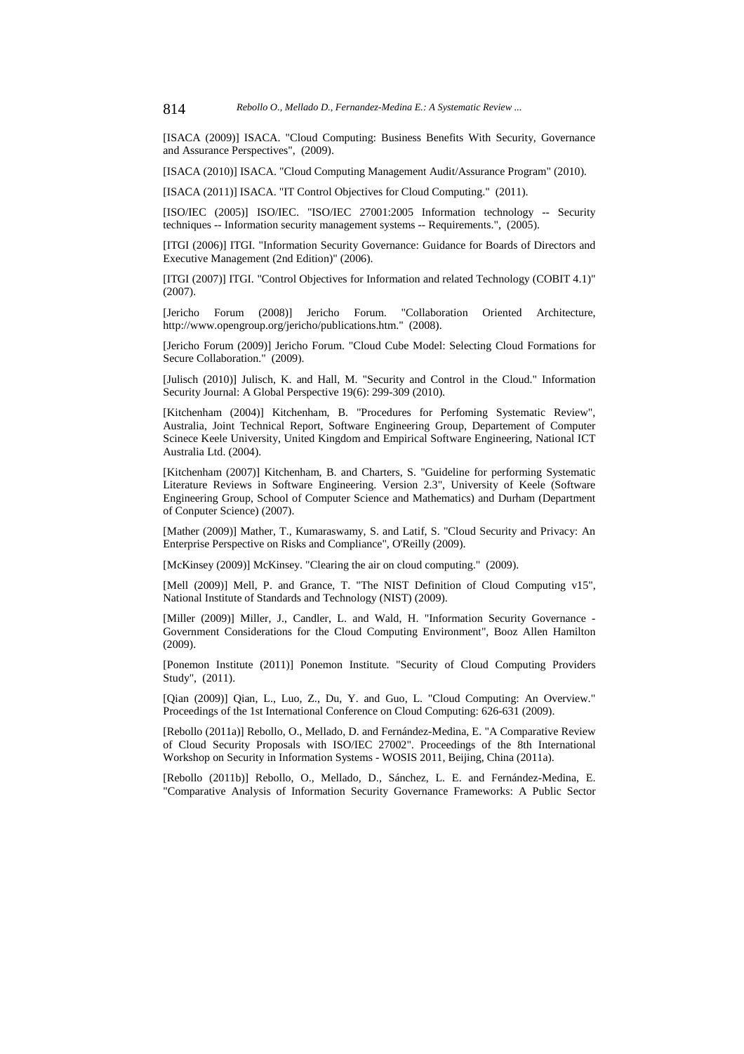[ISACA (2009)] ISACA. "Cloud Computing: Business Benefits With Security, Governance and Assurance Perspectives", (2009).

[ISACA (2010)] ISACA. "Cloud Computing Management Audit/Assurance Program" (2010).

[ISACA (2011)] ISACA. "IT Control Objectives for Cloud Computing." (2011).

[ISO/IEC (2005)] ISO/IEC. "ISO/IEC 27001:2005 Information technology -- Security techniques -- Information security management systems -- Requirements.", (2005).

[ITGI (2006)] ITGI. "Information Security Governance: Guidance for Boards of Directors and Executive Management (2nd Edition)" (2006).

[ITGI (2007)] ITGI. "Control Objectives for Information and related Technology (COBIT 4.1)" (2007).

[Jericho Forum (2008)] Jericho Forum. "Collaboration Oriented Architecture, http://www.opengroup.org/jericho/publications.htm." (2008).

[Jericho Forum (2009)] Jericho Forum. "Cloud Cube Model: Selecting Cloud Formations for Secure Collaboration." (2009).

[Julisch (2010)] Julisch, K. and Hall, M. "Security and Control in the Cloud." Information Security Journal: A Global Perspective 19(6): 299-309 (2010).

[Kitchenham (2004)] Kitchenham, B. "Procedures for Perfoming Systematic Review", Australia, Joint Technical Report, Software Engineering Group, Departement of Computer Scinece Keele University, United Kingdom and Empirical Software Engineering, National ICT Australia Ltd. (2004).

[Kitchenham (2007)] Kitchenham, B. and Charters, S. "Guideline for performing Systematic Literature Reviews in Software Engineering. Version 2.3", University of Keele (Software Engineering Group, School of Computer Science and Mathematics) and Durham (Department of Conputer Science) (2007).

[Mather (2009)] Mather, T., Kumaraswamy, S. and Latif, S. "Cloud Security and Privacy: An Enterprise Perspective on Risks and Compliance", O'Reilly (2009).

[McKinsey (2009)] McKinsey. "Clearing the air on cloud computing." (2009).

[Mell (2009)] Mell, P. and Grance, T. "The NIST Definition of Cloud Computing v15", National Institute of Standards and Technology (NIST) (2009).

[Miller (2009)] Miller, J., Candler, L. and Wald, H. "Information Security Governance - Government Considerations for the Cloud Computing Environment", Booz Allen Hamilton (2009).

[Ponemon Institute (2011)] Ponemon Institute. "Security of Cloud Computing Providers Study", (2011).

[Qian (2009)] Qian, L., Luo, Z., Du, Y. and Guo, L. "Cloud Computing: An Overview." Proceedings of the 1st International Conference on Cloud Computing: 626-631 (2009).

[Rebollo (2011a)] Rebollo, O., Mellado, D. and Fernández-Medina, E. "A Comparative Review of Cloud Security Proposals with ISO/IEC 27002". Proceedings of the 8th International Workshop on Security in Information Systems - WOSIS 2011, Beijing, China (2011a).

[Rebollo (2011b)] Rebollo, O., Mellado, D., Sánchez, L. E. and Fernández-Medina, E. "Comparative Analysis of Information Security Governance Frameworks: A Public Sector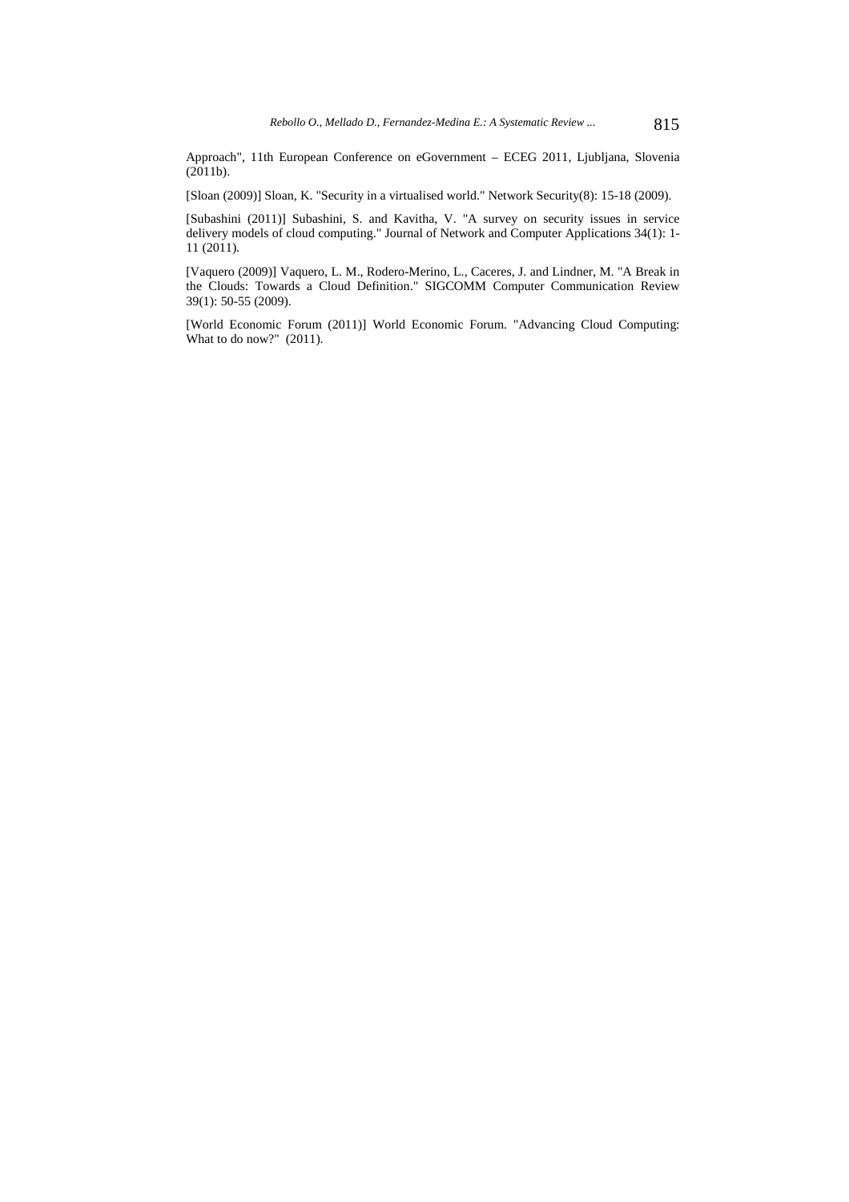Approach", 11th European Conference on eGovernment – ECEG 2011, Ljubljana, Slovenia (2011b).

[Sloan (2009)] Sloan, K. "Security in a virtualised world." Network Security(8): 15-18 (2009).

[Subashini (2011)] Subashini, S. and Kavitha, V. "A survey on security issues in service delivery models of cloud computing." Journal of Network and Computer Applications 34(1): 1-11 (2011).

[Vaquero (2009)] Vaquero, L. M., Rodero-Merino, L., Caceres, J. and Lindner, M. "A Break in the Clouds: Towards a Cloud Definition." SIGCOMM Computer Communication Review 39(1): 50-55 (2009).

[World Economic Forum (2011)] World Economic Forum. "Advancing Cloud Computing: What to do now?" (2011).